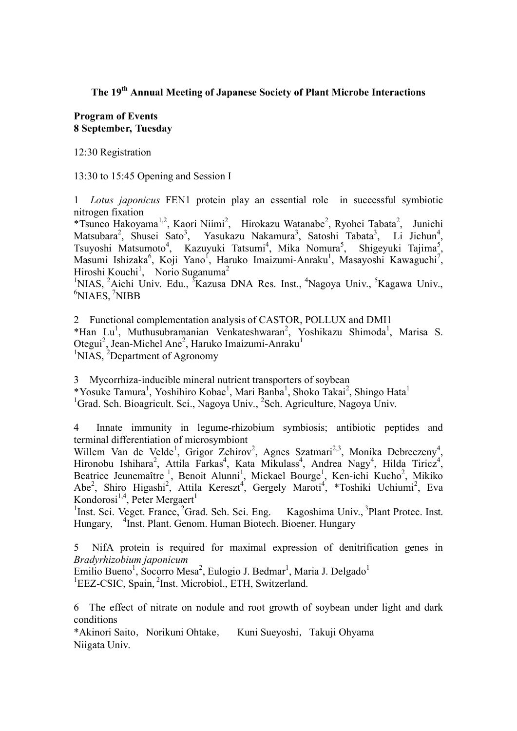# The 19th Annual Meeting of Japanese Society of Plant Microbe Interactions

**Program of Events**
**8 September, Tuesday**

12:30 Registration

13:30 to 15:45 Opening and Session I

1 *Lotus japonicus* FEN1 protein play an essential role in successful symbiotic nitrogen fixation
*Tsuneo Hakoyama[1,2], Kaori Niimi[2], Hirokazu Watanabe[2], Ryohei Tabata[2], Junichi Matsubara[2], Shusei Sato[3], Yasukazu Nakamura[3], Satoshi Tabata[3], Li Jichun[4], Tsuyoshi Matsumoto[4], Kazuyuki Tatsumi[4], Mika Nomura[5], Shigeyuki Tajima[5], Masumi Ishizaka[6], Koji Yano[1], Haruko Imaizumi-Anraku[1], Masayoshi Kawaguchi[7], Hiroshi Kouchi[1], Norio Suganuma[2]
[1]NIAS, [2]Aichi Univ. Edu., [3]Kazusa DNA Res. Inst., [4]Nagoya Univ., [5]Kagawa Univ., [6]NIAES, [7]NIBB

2 Functional complementation analysis of CASTOR, POLLUX and DMI1
*Han Lu[1], Muthusubramanian Venkateshwaran[2], Yoshikazu Shimoda[1], Marisa S. Otegui[2], Jean-Michel Ane[2], Haruko Imaizumi-Anraku[1]
[1]NIAS, [2]Department of Agronomy

3 Mycorrhiza-inducible mineral nutrient transporters of soybean
*Yosuke Tamura[1], Yoshihiro Kobae[1], Mari Banba[1], Shoko Takai[2], Shingo Hata[1]
[1]Grad. Sch. Bioagricult. Sci., Nagoya Univ., [2]Sch. Agriculture, Nagoya Univ.

4 Innate immunity in legume-rhizobium symbiosis; antibiotic peptides and terminal differentiation of microsymbiont
Willem Van de Velde[1], Grigor Zehirov[2], Agnes Szatmari[2,3], Monika Debreczeny[4], Hironobu Ishihara[2], Attila Farkas[4], Kata Mikulass[4], Andrea Nagy[4], Hilda Tiricz[4], Beatrice Jeunemaître [1], Benoit Alunni[1], Mickael Bourge[1], Ken-ichi Kucho[2], Mikiko Abe[2], Shiro Higashi[2], Attila Kereszt[4], Gergely Maroti[4], *Toshiki Uchiumi[2], Eva Kondorosi[1,4], Peter Mergaert[1]
[1]Inst. Sci. Veget. France, [2]Grad. Sch. Sci. Eng. Kagoshima Univ., [3]Plant Protec. Inst. Hungary, [4]Inst. Plant. Genom. Human Biotech. Bioener. Hungary

5 NifA protein is required for maximal expression of denitrification genes in *Bradyrhizobium japonicum*
Emilio Bueno[1], Socorro Mesa[2], Eulogio J. Bedmar[1], Maria J. Delgado[1]
[1]EEZ-CSIC, Spain, [2]Inst. Microbiol., ETH, Switzerland.

6 The effect of nitrate on nodule and root growth of soybean under light and dark conditions
*Akinori Saito, Norikuni Ohtake, Kuni Sueyoshi, Takuji Ohyama
Niigata Univ.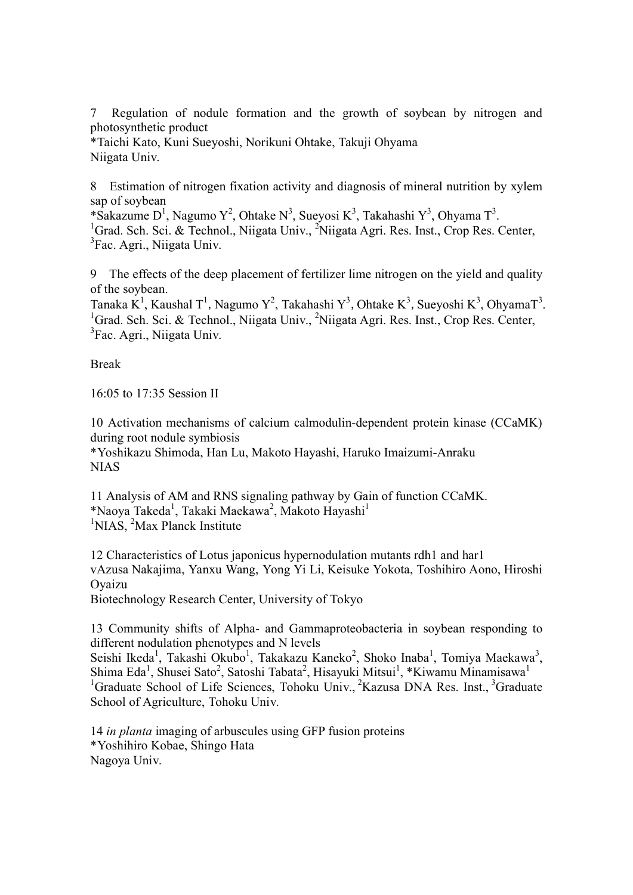7 Regulation of nodule formation and the growth of soybean by nitrogen and photosynthetic product
*Taichi Kato, Kuni Sueyoshi, Norikuni Ohtake, Takuji Ohyama
Niigata Univ.

8 Estimation of nitrogen fixation activity and diagnosis of mineral nutrition by xylem sap of soybean
*Sakazume D[1], Nagumo Y[2], Ohtake N[3], Sueyosi K[3], Takahashi Y[3], Ohyama T[3].
[1]Grad. Sch. Sci. & Technol., Niigata Univ., [2]Niigata Agri. Res. Inst., Crop Res. Center, [3]Fac. Agri., Niigata Univ.

9 The effects of the deep placement of fertilizer lime nitrogen on the yield and quality of the soybean.
Tanaka K[1], Kaushal T[1], Nagumo Y[2], Takahashi Y[3], Ohtake K[3], Sueyoshi K[3], OhyamaT[3].
[1]Grad. Sch. Sci. & Technol., Niigata Univ., [2]Niigata Agri. Res. Inst., Crop Res. Center, [3]Fac. Agri., Niigata Univ.

Break

16:05 to 17:35 Session II

10 Activation mechanisms of calcium calmodulin-dependent protein kinase (CCaMK) during root nodule symbiosis
*Yoshikazu Shimoda, Han Lu, Makoto Hayashi, Haruko Imaizumi-Anraku
NIAS

11 Analysis of AM and RNS signaling pathway by Gain of function CCaMK.
*Naoya Takeda[1], Takaki Maekawa[2], Makoto Hayashi[1]
[1]NIAS, [2]Max Planck Institute

12 Characteristics of Lotus japonicus hypernodulation mutants rdh1 and har1
vAzusa Nakajima, Yanxu Wang, Yong Yi Li, Keisuke Yokota, Toshihiro Aono, Hiroshi Oyaizu
Biotechnology Research Center, University of Tokyo

13 Community shifts of Alpha- and Gammaproteobacteria in soybean responding to different nodulation phenotypes and N levels
Seishi Ikeda[1], Takashi Okubo[1], Takakazu Kaneko[2], Shoko Inaba[1], Tomiya Maekawa[3], Shima Eda[1], Shusei Sato[2], Satoshi Tabata[2], Hisayuki Mitsui[1], *Kiwamu Minamisawa[1]
[1]Graduate School of Life Sciences, Tohoku Univ., [2]Kazusa DNA Res. Inst., [3]Graduate School of Agriculture, Tohoku Univ.

14 *in planta* imaging of arbuscules using GFP fusion proteins
*Yoshihiro Kobae, Shingo Hata
Nagoya Univ.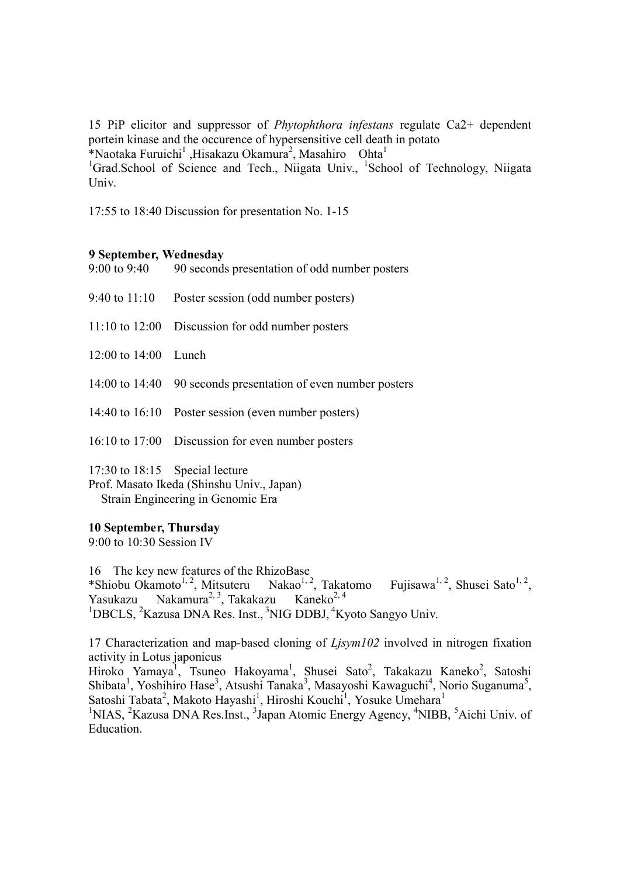15 PiP elicitor and suppressor of *Phytophthora infestans* regulate Ca2+ dependent portein kinase and the occurence of hypersensitive cell death in potato
*Naotaka Furuichi[1] ,Hisakazu Okamura[2], Masahiro Ohta[1]
[1]Grad.School of Science and Tech., Niigata Univ., [1]School of Technology, Niigata Univ.

17:55 to 18:40 Discussion for presentation No. 1-15

**9 September, Wednesday**

9:00 to 9:40 90 seconds presentation of odd number posters

9:40 to 11:10 Poster session (odd number posters)

11:10 to 12:00 Discussion for odd number posters

12:00 to 14:00 Lunch

14:00 to 14:40 90 seconds presentation of even number posters

14:40 to 16:10 Poster session (even number posters)

16:10 to 17:00 Discussion for even number posters

17:30 to 18:15 Special lecture
Prof. Masato Ikeda (Shinshu Univ., Japan)
Strain Engineering in Genomic Era

**10 September, Thursday**

9:00 to 10:30 Session IV

16 The key new features of the RhizoBase
*Shiobu Okamoto[1, 2], Mitsuteru Nakao[1, 2], Takatomo Fujisawa[1, 2], Shusei Sato[1, 2], Yasukazu Nakamura[2, 3], Takakazu Kaneko[2, 4]
[1]DBCLS, [2]Kazusa DNA Res. Inst., [3]NIG DDBJ, [4]Kyoto Sangyo Univ.

17 Characterization and map-based cloning of *Ljsym102* involved in nitrogen fixation activity in Lotus japonicus
Hiroko Yamaya[1], Tsuneo Hakoyama[1], Shusei Sato[2], Takakazu Kaneko[2], Satoshi Shibata[1], Yoshihiro Hase[3], Atsushi Tanaka[3], Masayoshi Kawaguchi[4], Norio Suganuma[5], Satoshi Tabata[2], Makoto Hayashi[1], Hiroshi Kouchi[1], Yosuke Umehara[1]
[1]NIAS, [2]Kazusa DNA Res.Inst., [3]Japan Atomic Energy Agency, [4]NIBB, [5]Aichi Univ. of Education.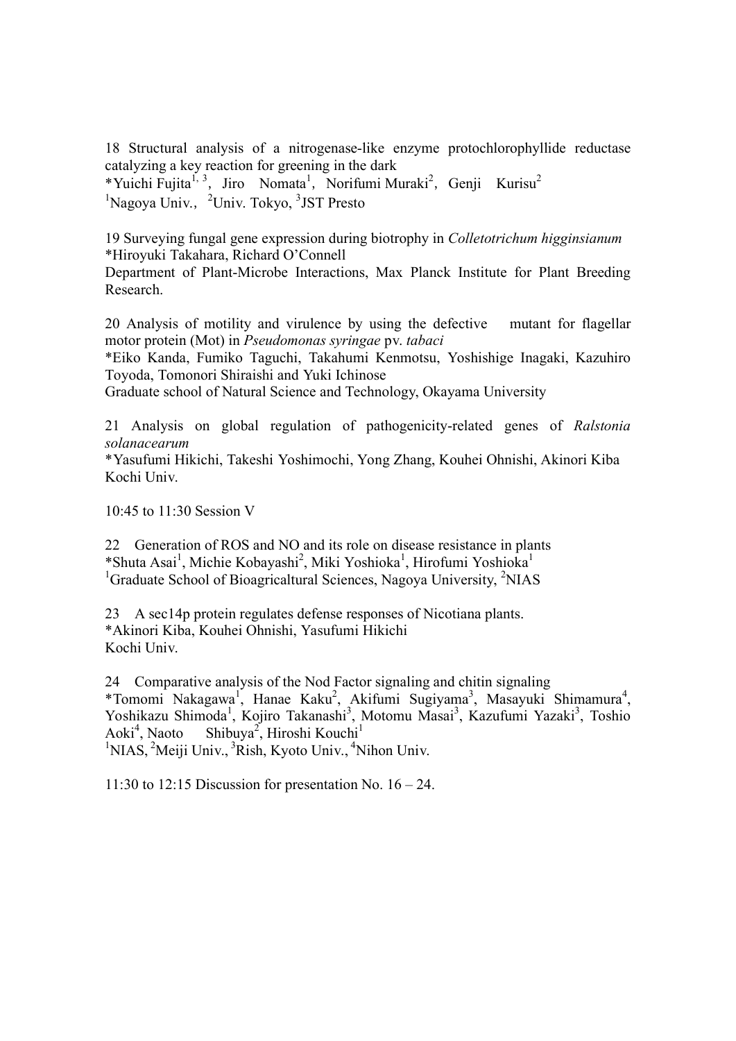18 Structural analysis of a nitrogenase-like enzyme protochlorophyllide reductase catalyzing a key reaction for greening in the dark
*Yuichi Fujita[1, 3], Jiro Nomata[1], Norifumi Muraki[2], Genji Kurisu[2]
[1]Nagoya Univ., [2]Univ. Tokyo, [3]JST Presto

19 Surveying fungal gene expression during biotrophy in *Colletotrichum higginsianum*
*Hiroyuki Takahara, Richard O'Connell
Department of Plant-Microbe Interactions, Max Planck Institute for Plant Breeding Research.

20 Analysis of motility and virulence by using the defective mutant for flagellar motor protein (Mot) in *Pseudomonas syringae* pv. *tabaci*
*Eiko Kanda, Fumiko Taguchi, Takahumi Kenmotsu, Yoshishige Inagaki, Kazuhiro Toyoda, Tomonori Shiraishi and Yuki Ichinose
Graduate school of Natural Science and Technology, Okayama University

21 Analysis on global regulation of pathogenicity-related genes of *Ralstonia solanacearum*
*Yasufumi Hikichi, Takeshi Yoshimochi, Yong Zhang, Kouhei Ohnishi, Akinori Kiba
Kochi Univ.

10:45 to 11:30 Session V

22 Generation of ROS and NO and its role on disease resistance in plants
*Shuta Asai[1], Michie Kobayashi[2], Miki Yoshioka[1], Hirofumi Yoshioka[1]
[1]Graduate School of Bioagricaltural Sciences, Nagoya University, [2]NIAS

23 A sec14p protein regulates defense responses of Nicotiana plants.
*Akinori Kiba, Kouhei Ohnishi, Yasufumi Hikichi
Kochi Univ.

24 Comparative analysis of the Nod Factor signaling and chitin signaling
*Tomomi Nakagawa[1], Hanae Kaku[2], Akifumi Sugiyama[3], Masayuki Shimamura[4], Yoshikazu Shimoda[1], Kojiro Takanashi[3], Motomu Masai[3], Kazufumi Yazaki[3], Toshio Aoki[4], Naoto Shibuya[2], Hiroshi Kouchi[1]
[1]NIAS, [2]Meiji Univ., [3]Rish, Kyoto Univ., [4]Nihon Univ.

11:30 to 12:15 Discussion for presentation No. 16 – 24.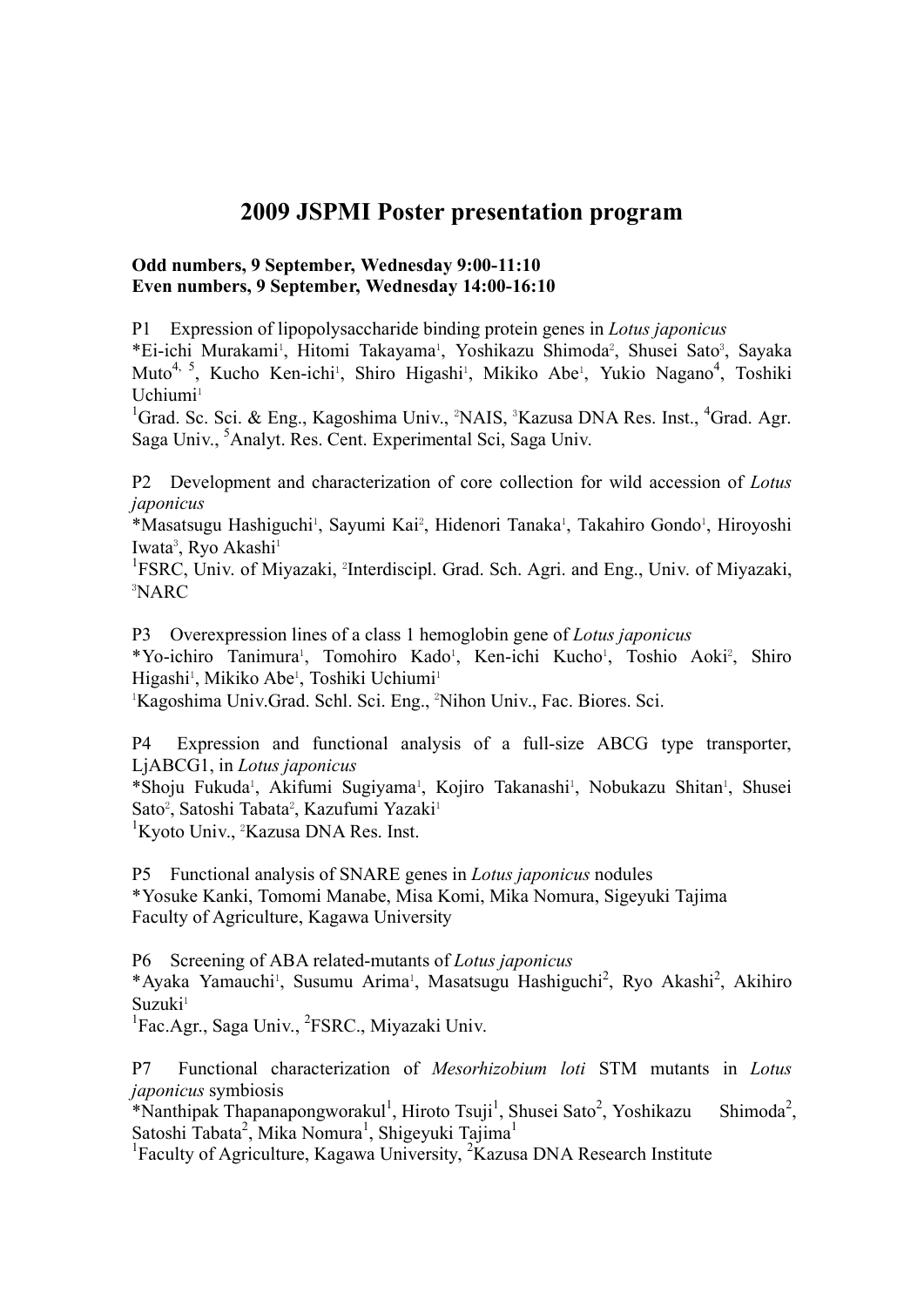# 2009 JSPMI Poster presentation program

**Odd numbers, 9 September, Wednesday 9:00-11:10**
**Even numbers, 9 September, Wednesday 14:00-16:10**

P1 Expression of lipopolysaccharide binding protein genes in *Lotus japonicus*
*Ei-ichi Murakami[1], Hitomi Takayama[1], Yoshikazu Shimoda[2], Shusei Sato[3], Sayaka Muto[4, 5], Kucho Ken-ichi[1], Shiro Higashi[1], Mikiko Abe[1], Yukio Nagano[4], Toshiki Uchiumi[1]
[1]Grad. Sc. Sci. & Eng., Kagoshima Univ., [2]NAIS, [3]Kazusa DNA Res. Inst., [4]Grad. Agr. Saga Univ., [5]Analyt. Res. Cent. Experimental Sci, Saga Univ.

P2 Development and characterization of core collection for wild accession of *Lotus japonicus*
*Masatsugu Hashiguchi[1], Sayumi Kai[2], Hidenori Tanaka[1], Takahiro Gondo[1], Hiroyoshi Iwata[3], Ryo Akashi[1]
[1]FSRC, Univ. of Miyazaki, [2]Interdiscipl. Grad. Sch. Agri. and Eng., Univ. of Miyazaki, [3]NARC

P3 Overexpression lines of a class 1 hemoglobin gene of *Lotus japonicus*
*Yo-ichiro Tanimura[1], Tomohiro Kado[1], Ken-ichi Kucho[1], Toshio Aoki[2], Shiro Higashi[1], Mikiko Abe[1], Toshiki Uchiumi[1]
[1]Kagoshima Univ.Grad. Schl. Sci. Eng., [2]Nihon Univ., Fac. Biores. Sci.

P4 Expression and functional analysis of a full-size ABCG type transporter, LjABCG1, in *Lotus japonicus*
*Shoju Fukuda[1], Akifumi Sugiyama[1], Kojiro Takanashi[1], Nobukazu Shitan[1], Shusei Sato[2], Satoshi Tabata[2], Kazufumi Yazaki[1]
[1]Kyoto Univ., [2]Kazusa DNA Res. Inst.

P5 Functional analysis of SNARE genes in *Lotus japonicus* nodules
*Yosuke Kanki, Tomomi Manabe, Misa Komi, Mika Nomura, Sigeyuki Tajima
Faculty of Agriculture, Kagawa University

P6 Screening of ABA related-mutants of *Lotus japonicus*
*Ayaka Yamauchi[1], Susumu Arima[1], Masatsugu Hashiguchi[2], Ryo Akashi[2], Akihiro Suzuki[1]
[1]Fac.Agr., Saga Univ., [2]FSRC., Miyazaki Univ.

P7 Functional characterization of *Mesorhizobium loti* STM mutants in *Lotus japonicus* symbiosis
*Nanthipak Thapanapongworakul[1], Hiroto Tsuji[1], Shusei Sato[2], Yoshikazu Shimoda[2], Satoshi Tabata[2], Mika Nomura[1], Shigeyuki Tajima[1]
[1]Faculty of Agriculture, Kagawa University, [2]Kazusa DNA Research Institute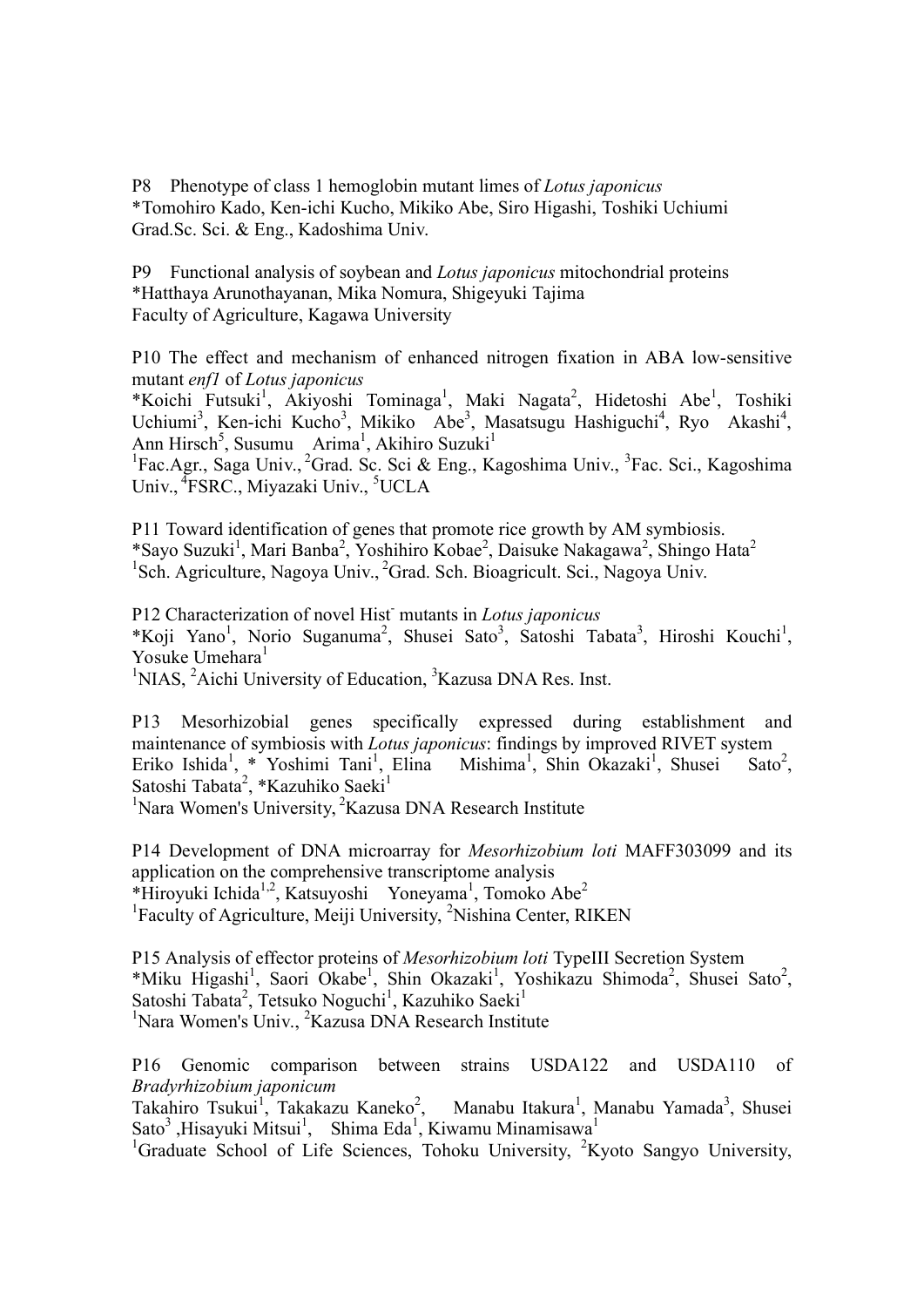P8 Phenotype of class 1 hemoglobin mutant limes of *Lotus japonicus*
*Tomohiro Kado, Ken-ichi Kucho, Mikiko Abe, Siro Higashi, Toshiki Uchiumi
Grad.Sc. Sci. & Eng., Kadoshima Univ.

P9 Functional analysis of soybean and *Lotus japonicus* mitochondrial proteins
*Hatthaya Arunothayanan, Mika Nomura, Shigeyuki Tajima
Faculty of Agriculture, Kagawa University

P10 The effect and mechanism of enhanced nitrogen fixation in ABA low-sensitive mutant *enf1* of *Lotus japonicus*
*Koichi Futsuki[1], Akiyoshi Tominaga[1], Maki Nagata[2], Hidetoshi Abe[1], Toshiki Uchiumi[3], Ken-ichi Kucho[3], Mikiko Abe[3], Masatsugu Hashiguchi[4], Ryo Akashi[4], Ann Hirsch[5], Susumu Arima[1], Akihiro Suzuki[1]
[1]Fac.Agr., Saga Univ., [2]Grad. Sc. Sci & Eng., Kagoshima Univ., [3]Fac. Sci., Kagoshima Univ., [4]FSRC., Miyazaki Univ., [5]UCLA

P11 Toward identification of genes that promote rice growth by AM symbiosis.
*Sayo Suzuki[1], Mari Banba[2], Yoshihiro Kobae[2], Daisuke Nakagawa[2], Shingo Hata[2]
[1]Sch. Agriculture, Nagoya Univ., [2]Grad. Sch. Bioagricult. Sci., Nagoya Univ.

P12 Characterization of novel Hist$^{-}$ mutants in *Lotus japonicus*
*Koji Yano[1], Norio Suganuma[2], Shusei Sato[3], Satoshi Tabata[3], Hiroshi Kouchi[1], Yosuke Umehara[1]
[1]NIAS, [2]Aichi University of Education, [3]Kazusa DNA Res. Inst.

P13 Mesorhizobial genes specifically expressed during establishment and maintenance of symbiosis with *Lotus japonicus*: findings by improved RIVET system
Eriko Ishida[1], * Yoshimi Tani[1], Elina Mishima[1], Shin Okazaki[1], Shusei Sato[2], Satoshi Tabata[2], *Kazuhiko Saeki[1]
[1]Nara Women's University, [2]Kazusa DNA Research Institute

P14 Development of DNA microarray for *Mesorhizobium loti* MAFF303099 and its application on the comprehensive transcriptome analysis
*Hiroyuki Ichida[1,2], Katsuyoshi Yoneyama[1], Tomoko Abe[2]
[1]Faculty of Agriculture, Meiji University, [2]Nishina Center, RIKEN

P15 Analysis of effector proteins of *Mesorhizobium loti* TypeIII Secretion System
*Miku Higashi[1], Saori Okabe[1], Shin Okazaki[1], Yoshikazu Shimoda[2], Shusei Sato[2], Satoshi Tabata[2], Tetsuko Noguchi[1], Kazuhiko Saeki[1]
[1]Nara Women's Univ., [2]Kazusa DNA Research Institute

P16 Genomic comparison between strains USDA122 and USDA110 of *Bradyrhizobium japonicum*
Takahiro Tsukui[1], Takakazu Kaneko[2], Manabu Itakura[1], Manabu Yamada[3], Shusei Sato[3], Hisayuki Mitsui[1], Shima Eda[1], Kiwamu Minamisawa[1]
[1]Graduate School of Life Sciences, Tohoku University, [2]Kyoto Sangyo University,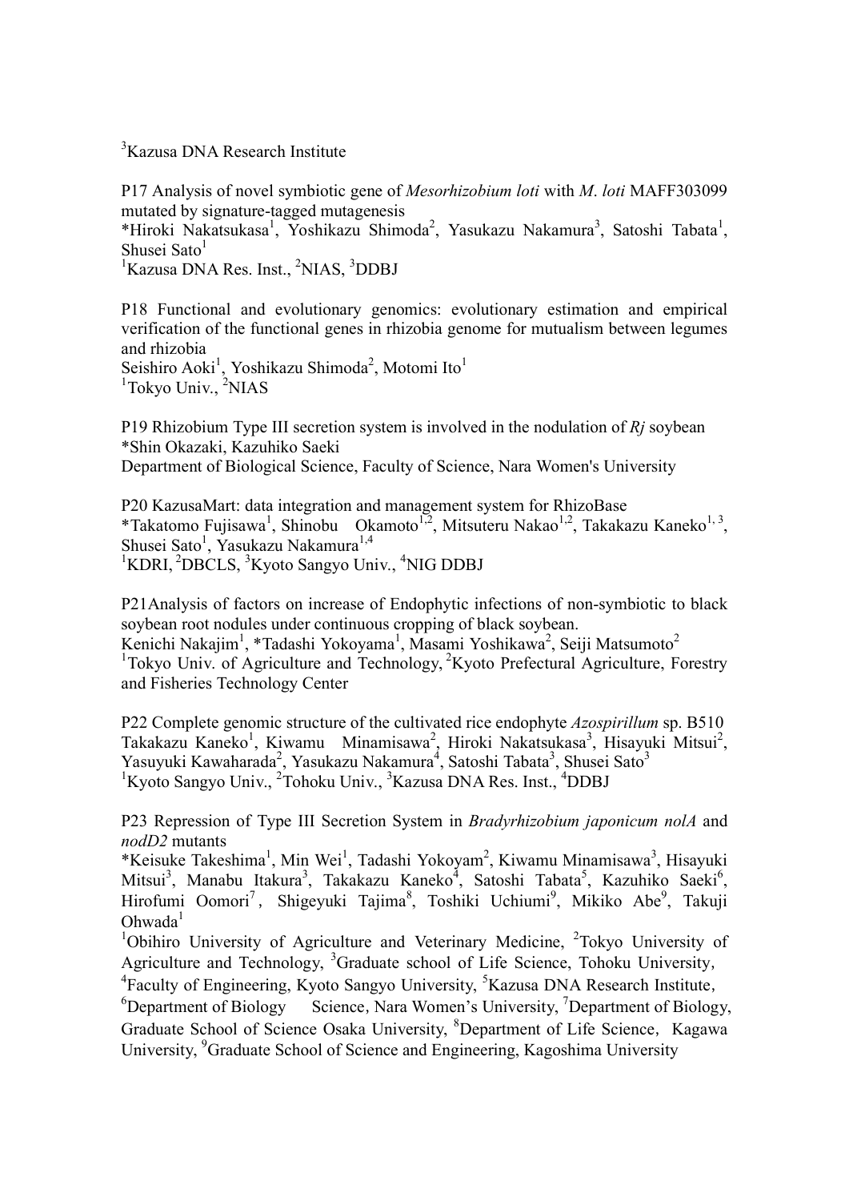[3]Kazusa DNA Research Institute

P17 Analysis of novel symbiotic gene of *Mesorhizobium loti* with *M. loti* MAFF303099 mutated by signature-tagged mutagenesis
*Hiroki Nakatsukasa[1], Yoshikazu Shimoda[2], Yasukazu Nakamura[3], Satoshi Tabata[1], Shusei Sato[1]
[1]Kazusa DNA Res. Inst., [2]NIAS, [3]DDBJ

P18 Functional and evolutionary genomics: evolutionary estimation and empirical verification of the functional genes in rhizobia genome for mutualism between legumes and rhizobia
Seishiro Aoki[1], Yoshikazu Shimoda[2], Motomi Ito[1]
[1]Tokyo Univ., [2]NIAS

P19 Rhizobium Type III secretion system is involved in the nodulation of *Rj* soybean
*Shin Okazaki, Kazuhiko Saeki
Department of Biological Science, Faculty of Science, Nara Women's University

P20 KazusaMart: data integration and management system for RhizoBase
*Takatomo Fujisawa[1], Shinobu Okamoto[1,2], Mitsuteru Nakao[1,2], Takakazu Kaneko[1,3], Shusei Sato[1], Yasukazu Nakamura[1,4]
[1]KDRI, [2]DBCLS, [3]Kyoto Sangyo Univ., [4]NIG DDBJ

P21Analysis of factors on increase of Endophytic infections of non-symbiotic to black soybean root nodules under continuous cropping of black soybean.
Kenichi Nakajim[1], *Tadashi Yokoyama[1], Masami Yoshikawa[2], Seiji Matsumoto[2]
[1]Tokyo Univ. of Agriculture and Technology, [2]Kyoto Prefectural Agriculture, Forestry and Fisheries Technology Center

P22 Complete genomic structure of the cultivated rice endophyte *Azospirillum* sp. B510
Takakazu Kaneko[1], Kiwamu Minamisawa[2], Hiroki Nakatsukasa[3], Hisayuki Mitsui[2], Yasuyuki Kawaharada[2], Yasukazu Nakamura[4], Satoshi Tabata[3], Shusei Sato[3]
[1]Kyoto Sangyo Univ., [2]Tohoku Univ., [3]Kazusa DNA Res. Inst., [4]DDBJ

P23 Repression of Type III Secretion System in *Bradyrhizobium japonicum nolA* and *nodD2* mutants
*Keisuke Takeshima[1], Min Wei[1], Tadashi Yokoyam[2], Kiwamu Minamisawa[3], Hisayuki Mitsui[3], Manabu Itakura[3], Takakazu Kaneko[4], Satoshi Tabata[5], Kazuhiko Saeki[6], Hirofumi Oomori[7], Shigeyuki Tajima[8], Toshiki Uchiumi[9], Mikiko Abe[9], Takuji Ohwada[1]
[1]Obihiro University of Agriculture and Veterinary Medicine, [2]Tokyo University of Agriculture and Technology, [3]Graduate school of Life Science, Tohoku University, [4]Faculty of Engineering, Kyoto Sangyo University, [5]Kazusa DNA Research Institute, [6]Department of Biology Science, Nara Women's University, [7]Department of Biology, Graduate School of Science Osaka University, [8]Department of Life Science, Kagawa University, [9]Graduate School of Science and Engineering, Kagoshima University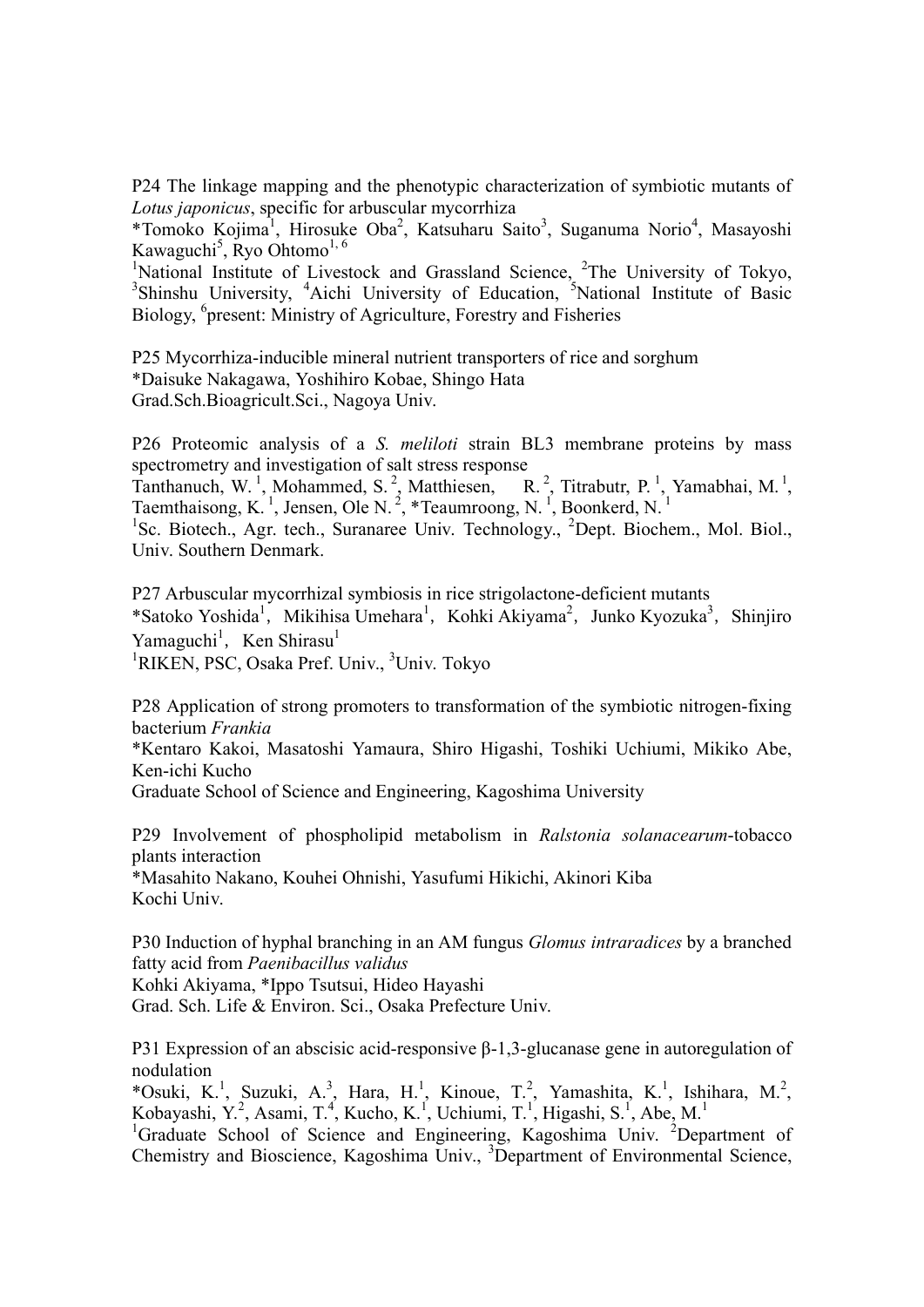P24 The linkage mapping and the phenotypic characterization of symbiotic mutants of *Lotus japonicus*, specific for arbuscular mycorrhiza
*Tomoko Kojima[1], Hirosuke Oba[2], Katsuharu Saito[3], Suganuma Norio[4], Masayoshi Kawaguchi[5], Ryo Ohtomo[1, 6]
[1]National Institute of Livestock and Grassland Science, [2]The University of Tokyo, [3]Shinshu University, [4]Aichi University of Education, [5]National Institute of Basic Biology, [6]present: Ministry of Agriculture, Forestry and Fisheries

P25 Mycorrhiza-inducible mineral nutrient transporters of rice and sorghum
*Daisuke Nakagawa, Yoshihiro Kobae, Shingo Hata
Grad.Sch.Bioagricult.Sci., Nagoya Univ.

P26 Proteomic analysis of a *S. meliloti* strain BL3 membrane proteins by mass spectrometry and investigation of salt stress response
Tanthanuch, W. [1], Mohammed, S. [2], Matthiesen, R. [2], Titrabutr, P. [1], Yamabhai, M. [1], Taemthaisong, K. [1], Jensen, Ole N. [2], *Teaumroong, N. [1], Boonkerd, N. [1]
[1]Sc. Biotech., Agr. tech., Suranaree Univ. Technology., [2]Dept. Biochem., Mol. Biol., Univ. Southern Denmark.

P27 Arbuscular mycorrhizal symbiosis in rice strigolactone-deficient mutants
*Satoko Yoshida[1], Mikihisa Umehara[1], Kohki Akiyama[2], Junko Kyozuka[3], Shinjiro Yamaguchi[1], Ken Shirasu[1]
[1]RIKEN, PSC, Osaka Pref. Univ., [3]Univ. Tokyo

P28 Application of strong promoters to transformation of the symbiotic nitrogen-fixing bacterium *Frankia*
*Kentaro Kakoi, Masatoshi Yamaura, Shiro Higashi, Toshiki Uchiumi, Mikiko Abe, Ken-ichi Kucho
Graduate School of Science and Engineering, Kagoshima University

P29 Involvement of phospholipid metabolism in *Ralstonia solanacearum*-tobacco plants interaction
*Masahito Nakano, Kouhei Ohnishi, Yasufumi Hikichi, Akinori Kiba
Kochi Univ.

P30 Induction of hyphal branching in an AM fungus *Glomus intraradices* by a branched fatty acid from *Paenibacillus validus*
Kohki Akiyama, *Ippo Tsutsui, Hideo Hayashi
Grad. Sch. Life & Environ. Sci., Osaka Prefecture Univ.

P31 Expression of an abscisic acid-responsive β-1,3-glucanase gene in autoregulation of nodulation
*Osuki, K.[1], Suzuki, A.[3], Hara, H.[1], Kinoue, T.[2], Yamashita, K.[1], Ishihara, M.[2], Kobayashi, Y.[2], Asami, T.[4], Kucho, K.[1], Uchiumi, T.[1], Higashi, S.[1], Abe, M.[1]
[1]Graduate School of Science and Engineering, Kagoshima Univ. [2]Department of Chemistry and Bioscience, Kagoshima Univ., [3]Department of Environmental Science,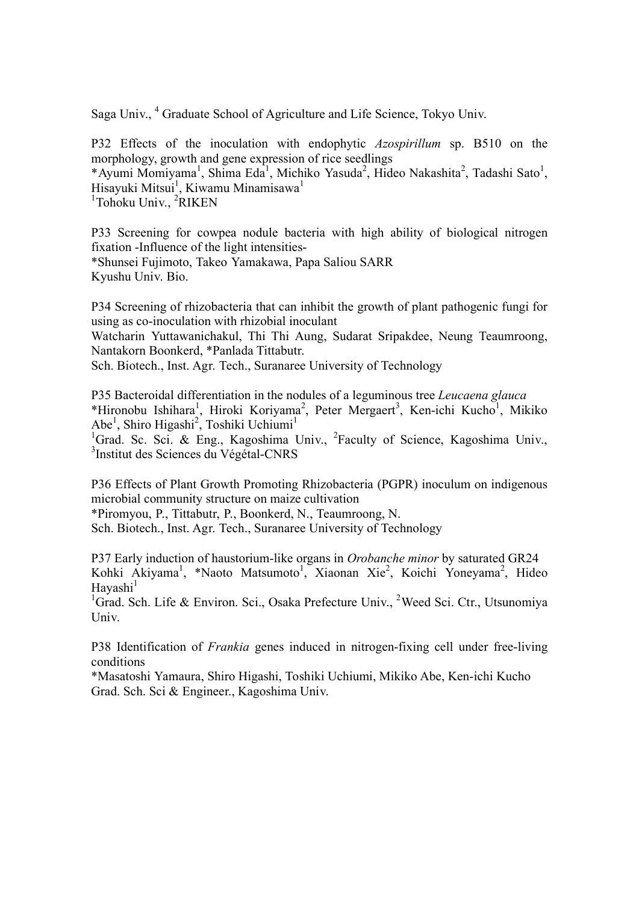Saga Univ., [4] Graduate School of Agriculture and Life Science, Tokyo Univ.

P32 Effects of the inoculation with endophytic *Azospirillum* sp. B510 on the morphology, growth and gene expression of rice seedlings
*Ayumi Momiyama[1], Shima Eda[1], Michiko Yasuda[2], Hideo Nakashita[2], Tadashi Sato[1], Hisayuki Mitsui[1], Kiwamu Minamisawa[1]
[1]Tohoku Univ., [2]RIKEN

P33 Screening for cowpea nodule bacteria with high ability of biological nitrogen fixation -Influence of the light intensities-
*Shunsei Fujimoto, Takeo Yamakawa, Papa Saliou SARR
Kyushu Univ. Bio.

P34 Screening of rhizobacteria that can inhibit the growth of plant pathogenic fungi for using as co-inoculation with rhizobial inoculant
Watcharin Yuttawanichakul, Thi Thi Aung, Sudarat Sripakdee, Neung Teaumroong, Nantakorn Boonkerd, *Panlada Tittabutr.
Sch. Biotech., Inst. Agr. Tech., Suranaree University of Technology

P35 Bacteroidal differentiation in the nodules of a leguminous tree *Leucaena glauca*
*Hironobu Ishihara[1], Hiroki Koriyama[2], Peter Mergaert[3], Ken-ichi Kucho[1], Mikiko Abe[1], Shiro Higashi[2], Toshiki Uchiumi[1]
[1]Grad. Sc. Sci. & Eng., Kagoshima Univ., [2]Faculty of Science, Kagoshima Univ., [3]Institut des Sciences du Végétal-CNRS

P36 Effects of Plant Growth Promoting Rhizobacteria (PGPR) inoculum on indigenous microbial community structure on maize cultivation
*Piromyou, P., Tittabutr, P., Boonkerd, N., Teaumroong, N.
Sch. Biotech., Inst. Agr. Tech., Suranaree University of Technology

P37 Early induction of haustorium-like organs in *Orobanche minor* by saturated GR24
Kohki Akiyama[1], *Naoto Matsumoto[1], Xiaonan Xie[2], Koichi Yoneyama[2], Hideo Hayashi[1]
[1]Grad. Sch. Life & Environ. Sci., Osaka Prefecture Univ., [2]Weed Sci. Ctr., Utsunomiya Univ.

P38 Identification of *Frankia* genes induced in nitrogen-fixing cell under free-living conditions
*Masatoshi Yamaura, Shiro Higashi, Toshiki Uchiumi, Mikiko Abe, Ken-ichi Kucho
Grad. Sch. Sci & Engineer., Kagoshima Univ.